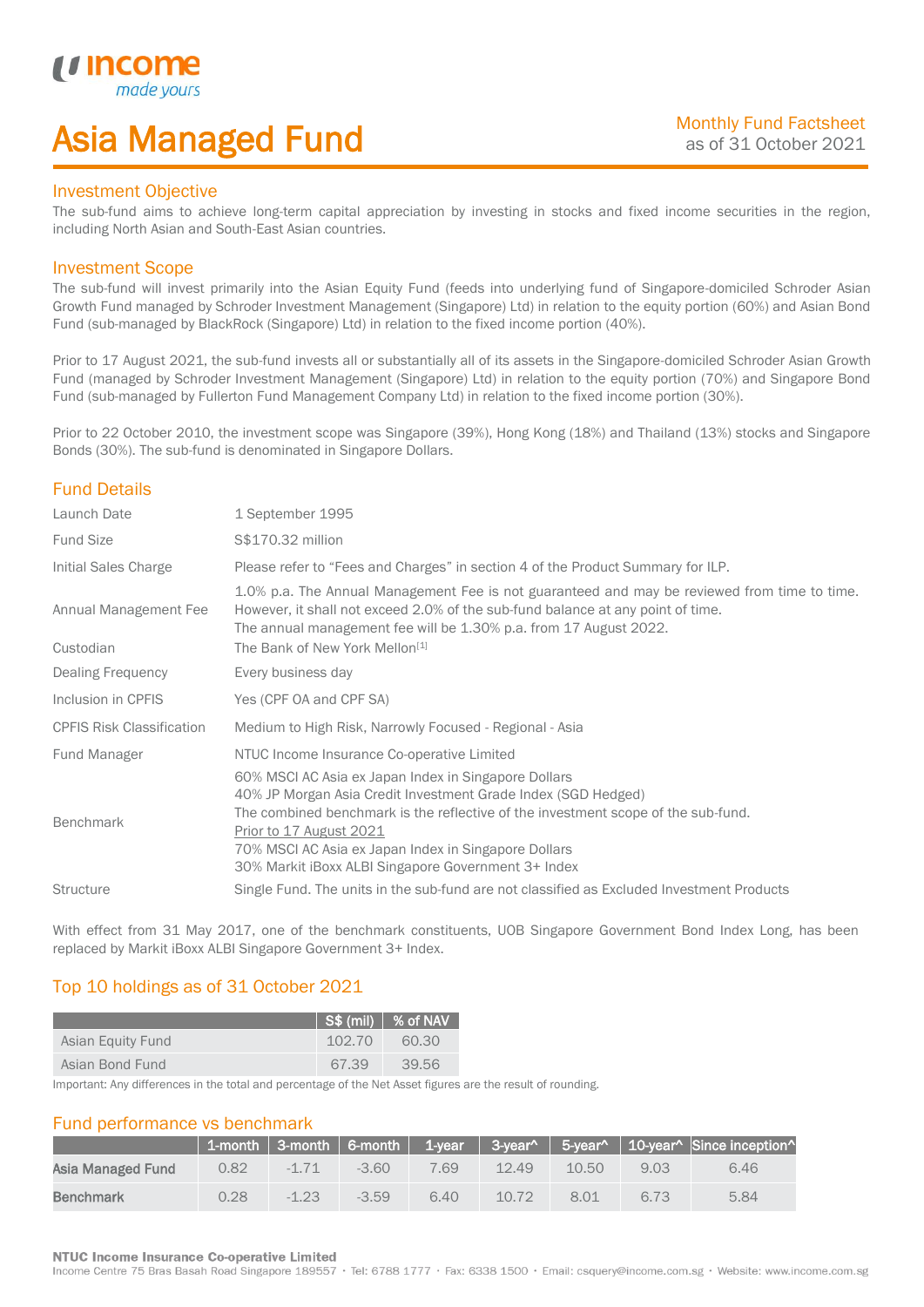# Asia Managed Fund

Monthly Fund Factsheet
as of 31 October 2021

## Investment Objective

The sub-fund aims to achieve long-term capital appreciation by investing in stocks and fixed income securities in the region, including North Asian and South-East Asian countries.

## Investment Scope

The sub-fund will invest primarily into the Asian Equity Fund (feeds into underlying fund of Singapore-domiciled Schroder Asian Growth Fund managed by Schroder Investment Management (Singapore) Ltd) in relation to the equity portion (60%) and Asian Bond Fund (sub-managed by BlackRock (Singapore) Ltd) in relation to the fixed income portion (40%).

Prior to 17 August 2021, the sub-fund invests all or substantially all of its assets in the Singapore-domiciled Schroder Asian Growth Fund (managed by Schroder Investment Management (Singapore) Ltd) in relation to the equity portion (70%) and Singapore Bond Fund (sub-managed by Fullerton Fund Management Company Ltd) in relation to the fixed income portion (30%).

Prior to 22 October 2010, the investment scope was Singapore (39%), Hong Kong (18%) and Thailand (13%) stocks and Singapore Bonds (30%). The sub-fund is denominated in Singapore Dollars.

## Fund Details

| | |
|---|---|
| Launch Date | 1 September 1995 |
| Fund Size | S$170.32 million |
| Initial Sales Charge | Please refer to "Fees and Charges" in section 4 of the Product Summary for ILP. |
| Annual Management Fee | 1.0% p.a. The Annual Management Fee is not guaranteed and may be reviewed from time to time. However, it shall not exceed 2.0% of the sub-fund balance at any point of time. The annual management fee will be 1.30% p.a. from 17 August 2022. |
| Custodian | The Bank of New York Mellon[1] |
| Dealing Frequency | Every business day |
| Inclusion in CPFIS | Yes (CPF OA and CPF SA) |
| CPFIS Risk Classification | Medium to High Risk, Narrowly Focused - Regional - Asia |
| Fund Manager | NTUC Income Insurance Co-operative Limited |
| Benchmark | 60% MSCI AC Asia ex Japan Index in Singapore Dollars<br>40% JP Morgan Asia Credit Investment Grade Index (SGD Hedged)<br>The combined benchmark is the reflective of the investment scope of the sub-fund.<br>Prior to 17 August 2021<br>70% MSCI AC Asia ex Japan Index in Singapore Dollars<br>30% Markit iBoxx ALBI Singapore Government 3+ Index |
| Structure | Single Fund. The units in the sub-fund are not classified as Excluded Investment Products |

With effect from 31 May 2017, one of the benchmark constituents, UOB Singapore Government Bond Index Long, has been replaced by Markit iBoxx ALBI Singapore Government 3+ Index.

## Top 10 holdings as of 31 October 2021

| | S$ (mil) | % of NAV |
|---|---|---|
| Asian Equity Fund | 102.70 | 60.30 |
| Asian Bond Fund | 67.39 | 39.56 |

Important: Any differences in the total and percentage of the Net Asset figures are the result of rounding.

## Fund performance vs benchmark

| | 1-month | 3-month | 6-month | 1-year | 3-year^ | 5-year^ | 10-year^ | Since inception^ |
|---|---|---|---|---|---|---|---|---|
| **Asia Managed Fund** | 0.82 | -1.71 | -3.60 | 7.69 | 12.49 | 10.50 | 9.03 | 6.46 |
| **Benchmark** | 0.28 | -1.23 | -3.59 | 6.40 | 10.72 | 8.01 | 6.73 | 5.84 |

**NTUC Income Insurance Co-operative Limited**
Income Centre 75 Bras Basah Road Singapore 189557 · Tel: 6788 1777 · Fax: 6338 1500 · Email: csquery@income.com.sg · Website: www.income.com.sg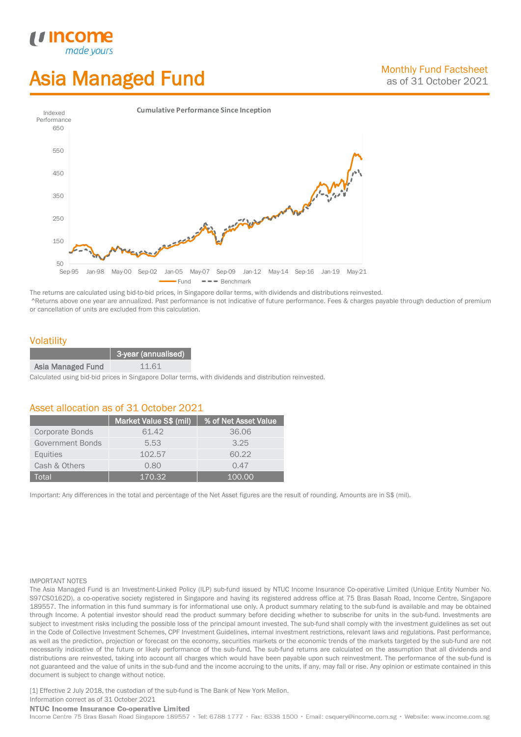# Asia Managed Fund

Monthly Fund Factsheet
as of 31 October 2021

Cumulative Performance Since Inception

Indexed Performance

650
550
450
350
250
150
50

Sep-95 Jan-98 May-00 Sep-02 Jan-05 May-07 Sep-09 Jan-12 May-14 Sep-16 Jan-19 May-21

Fund
Benchmark

The returns are calculated using bid-to-bid prices, in Singapore dollar terms, with dividends and distributions reinvested.
^Returns above one year are annualized. Past performance is not indicative of future performance. Fees & charges payable through deduction of premium or cancellation of units are excluded from this calculation.

## Volatility

| | 3-year (annualised) |
|---|---|
| Asia Managed Fund | 11.61 |

Calculated using bid-bid prices in Singapore Dollar terms, with dividends and distribution reinvested.

## Asset allocation as of 31 October 2021

| | Market Value S$ (mil) | % of Net Asset Value |
|---|---|---|
| Corporate Bonds | 61.42 | 36.06 |
| Government Bonds | 5.53 | 3.25 |
| Equities | 102.57 | 60.22 |
| Cash & Others | 0.80 | 0.47 |
| Total | 170.32 | 100.00 |

Important: Any differences in the total and percentage of the Net Asset figures are the result of rounding. Amounts are in S$ (mil).

IMPORTANT NOTES

The Asia Managed Fund is an Investment-Linked Policy (ILP) sub-fund issued by NTUC Income Insurance Co-operative Limited (Unique Entity Number No. S97CS0162D), a co-operative society registered in Singapore and having its registered address office at 75 Bras Basah Road, Income Centre, Singapore 189557. The information in this fund summary is for informational use only. A product summary relating to the sub-fund is available and may be obtained through Income. A potential investor should read the product summary before deciding whether to subscribe for units in the sub-fund. Investments are subject to investment risks including the possible loss of the principal amount invested. The sub-fund shall comply with the investment guidelines as set out in the Code of Collective Investment Schemes, CPF Investment Guidelines, internal investment restrictions, relevant laws and regulations. Past performance, as well as the prediction, projection or forecast on the economy, securities markets or the economic trends of the markets targeted by the sub-fund are not necessarily indicative of the future or likely performance of the sub-fund. The sub-fund returns are calculated on the assumption that all dividends and distributions are reinvested, taking into account all charges which would have been payable upon such reinvestment. The performance of the sub-fund is not guaranteed and the value of units in the sub-fund and the income accruing to the units, if any, may fall or rise. Any opinion or estimate contained in this document is subject to change without notice.

[1] Effective 2 July 2018, the custodian of the sub-fund is The Bank of New York Mellon.
Information correct as of 31 October 2021

**NTUC Income Insurance Co-operative Limited**
Income Centre 75 Bras Basah Road Singapore 189557 · Tel: 6788 1777 · Fax: 6338 1500 · Email: csquery@income.com.sg · Website: www.income.com.sg